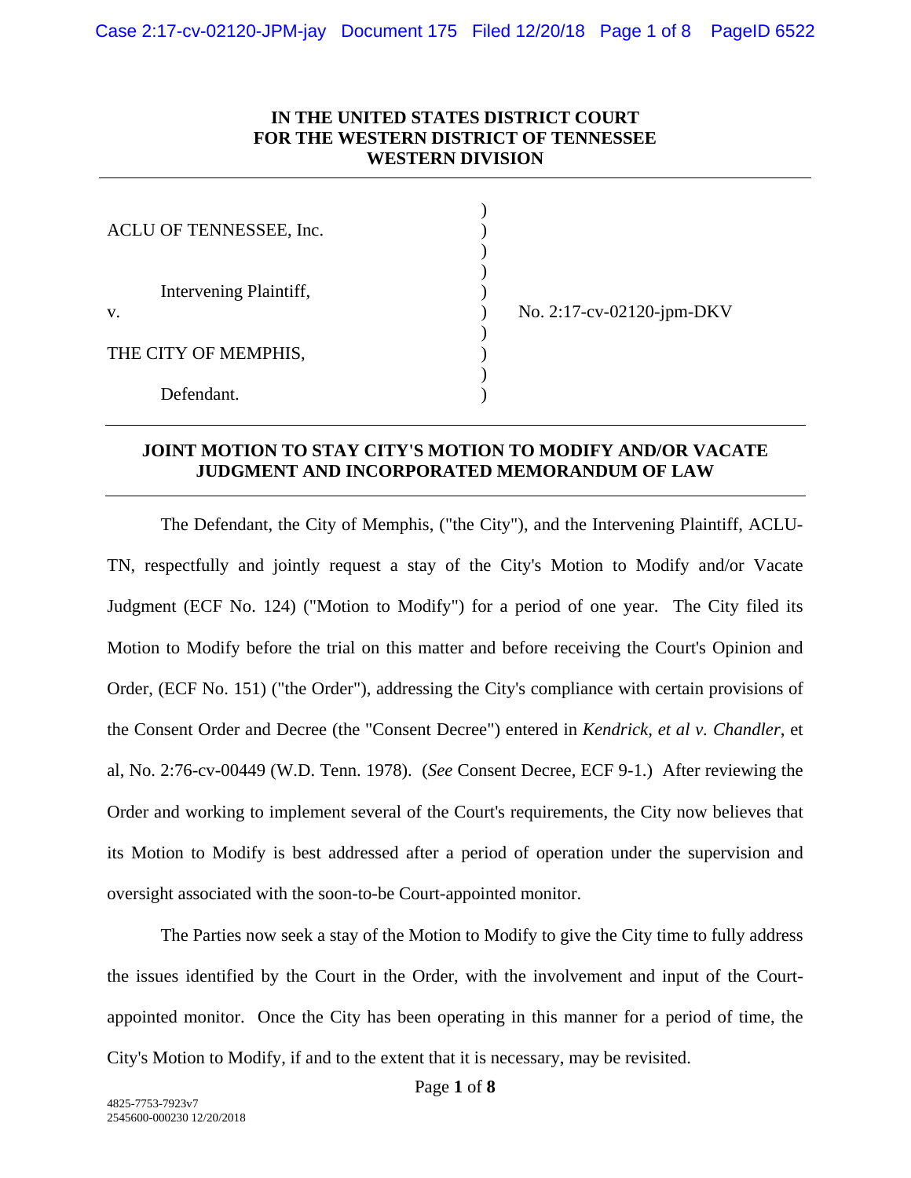**IN THE UNITED STATES DISTRICT COURT**
**FOR THE WESTERN DISTRICT OF TENNESSEE**
**WESTERN DIVISION**

ACLU OF TENNESSEE, Inc.

Intervening Plaintiff,

v.

THE CITY OF MEMPHIS,

Defendant.

No. 2:17-cv-02120-jpm-DKV

## JOINT MOTION TO STAY CITY'S MOTION TO MODIFY AND/OR VACATE JUDGMENT AND INCORPORATED MEMORANDUM OF LAW

The Defendant, the City of Memphis, ("the City"), and the Intervening Plaintiff, ACLU-TN, respectfully and jointly request a stay of the City's Motion to Modify and/or Vacate Judgment (ECF No. 124) ("Motion to Modify") for a period of one year. The City filed its Motion to Modify before the trial on this matter and before receiving the Court's Opinion and Order, (ECF No. 151) ("the Order"), addressing the City's compliance with certain provisions of the Consent Order and Decree (the "Consent Decree") entered in *Kendrick, et al v. Chandler*, et al, No. 2:76-cv-00449 (W.D. Tenn. 1978). (*See* Consent Decree, ECF 9-1.) After reviewing the Order and working to implement several of the Court's requirements, the City now believes that its Motion to Modify is best addressed after a period of operation under the supervision and oversight associated with the soon-to-be Court-appointed monitor.

The Parties now seek a stay of the Motion to Modify to give the City time to fully address the issues identified by the Court in the Order, with the involvement and input of the Court-appointed monitor. Once the City has been operating in this manner for a period of time, the City's Motion to Modify, if and to the extent that it is necessary, may be revisited.

4825-7753-7923v7
2545600-000230 12/20/2018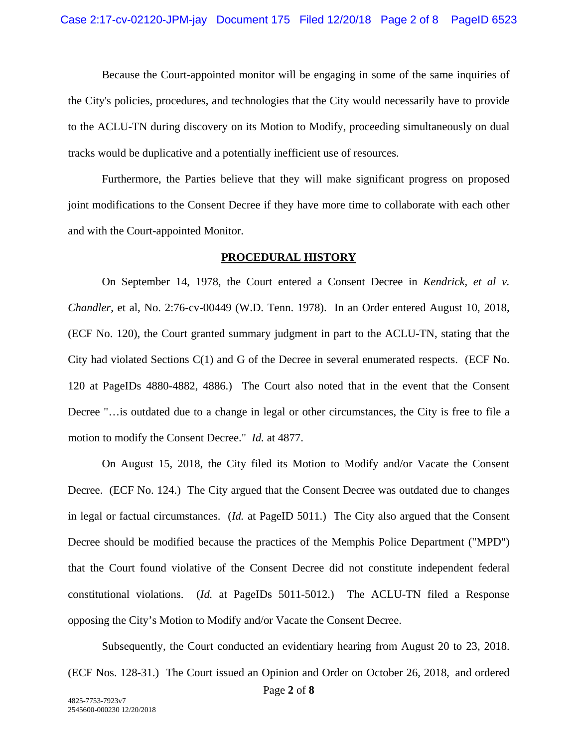Because the Court-appointed monitor will be engaging in some of the same inquiries of the City's policies, procedures, and technologies that the City would necessarily have to provide to the ACLU-TN during discovery on its Motion to Modify, proceeding simultaneously on dual tracks would be duplicative and a potentially inefficient use of resources.

Furthermore, the Parties believe that they will make significant progress on proposed joint modifications to the Consent Decree if they have more time to collaborate with each other and with the Court-appointed Monitor.

## PROCEDURAL HISTORY

On September 14, 1978, the Court entered a Consent Decree in *Kendrick, et al v. Chandler*, et al, No. 2:76-cv-00449 (W.D. Tenn. 1978). In an Order entered August 10, 2018, (ECF No. 120), the Court granted summary judgment in part to the ACLU-TN, stating that the City had violated Sections C(1) and G of the Decree in several enumerated respects. (ECF No. 120 at PageIDs 4880-4882, 4886.) The Court also noted that in the event that the Consent Decree "…is outdated due to a change in legal or other circumstances, the City is free to file a motion to modify the Consent Decree." *Id.* at 4877.

On August 15, 2018, the City filed its Motion to Modify and/or Vacate the Consent Decree. (ECF No. 124.) The City argued that the Consent Decree was outdated due to changes in legal or factual circumstances. (*Id.* at PageID 5011.) The City also argued that the Consent Decree should be modified because the practices of the Memphis Police Department ("MPD") that the Court found violative of the Consent Decree did not constitute independent federal constitutional violations. (*Id.* at PageIDs 5011-5012.) The ACLU-TN filed a Response opposing the City's Motion to Modify and/or Vacate the Consent Decree.

Subsequently, the Court conducted an evidentiary hearing from August 20 to 23, 2018. (ECF Nos. 128-31.) The Court issued an Opinion and Order on October 26, 2018, and ordered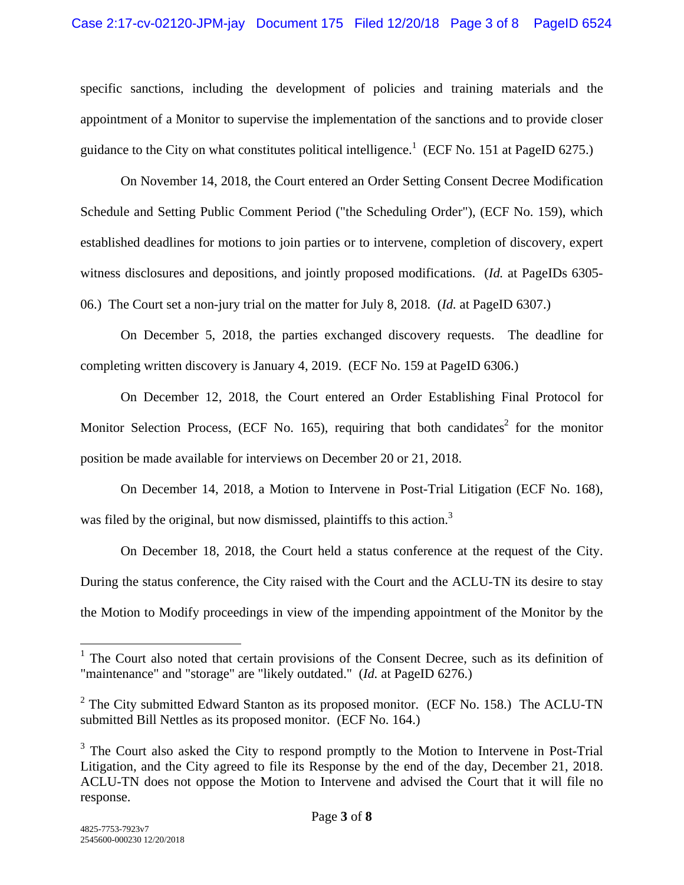specific sanctions, including the development of policies and training materials and the appointment of a Monitor to supervise the implementation of the sanctions and to provide closer guidance to the City on what constitutes political intelligence.[1] (ECF No. 151 at PageID 6275.)

On November 14, 2018, the Court entered an Order Setting Consent Decree Modification Schedule and Setting Public Comment Period ("the Scheduling Order"), (ECF No. 159), which established deadlines for motions to join parties or to intervene, completion of discovery, expert witness disclosures and depositions, and jointly proposed modifications. (*Id.* at PageIDs 6305-06.) The Court set a non-jury trial on the matter for July 8, 2018. (*Id.* at PageID 6307.)

On December 5, 2018, the parties exchanged discovery requests. The deadline for completing written discovery is January 4, 2019. (ECF No. 159 at PageID 6306.)

On December 12, 2018, the Court entered an Order Establishing Final Protocol for Monitor Selection Process, (ECF No. 165), requiring that both candidates[2] for the monitor position be made available for interviews on December 20 or 21, 2018.

On December 14, 2018, a Motion to Intervene in Post-Trial Litigation (ECF No. 168), was filed by the original, but now dismissed, plaintiffs to this action.[3]

On December 18, 2018, the Court held a status conference at the request of the City. During the status conference, the City raised with the Court and the ACLU-TN its desire to stay the Motion to Modify proceedings in view of the impending appointment of the Monitor by the

---

[1] The Court also noted that certain provisions of the Consent Decree, such as its definition of "maintenance" and "storage" are "likely outdated." (*Id.* at PageID 6276.)

[2] The City submitted Edward Stanton as its proposed monitor. (ECF No. 158.) The ACLU-TN submitted Bill Nettles as its proposed monitor. (ECF No. 164.)

[3] The Court also asked the City to respond promptly to the Motion to Intervene in Post-Trial Litigation, and the City agreed to file its Response by the end of the day, December 21, 2018. ACLU-TN does not oppose the Motion to Intervene and advised the Court that it will file no response.

4825-7753-7923v7
2545600-000230 12/20/2018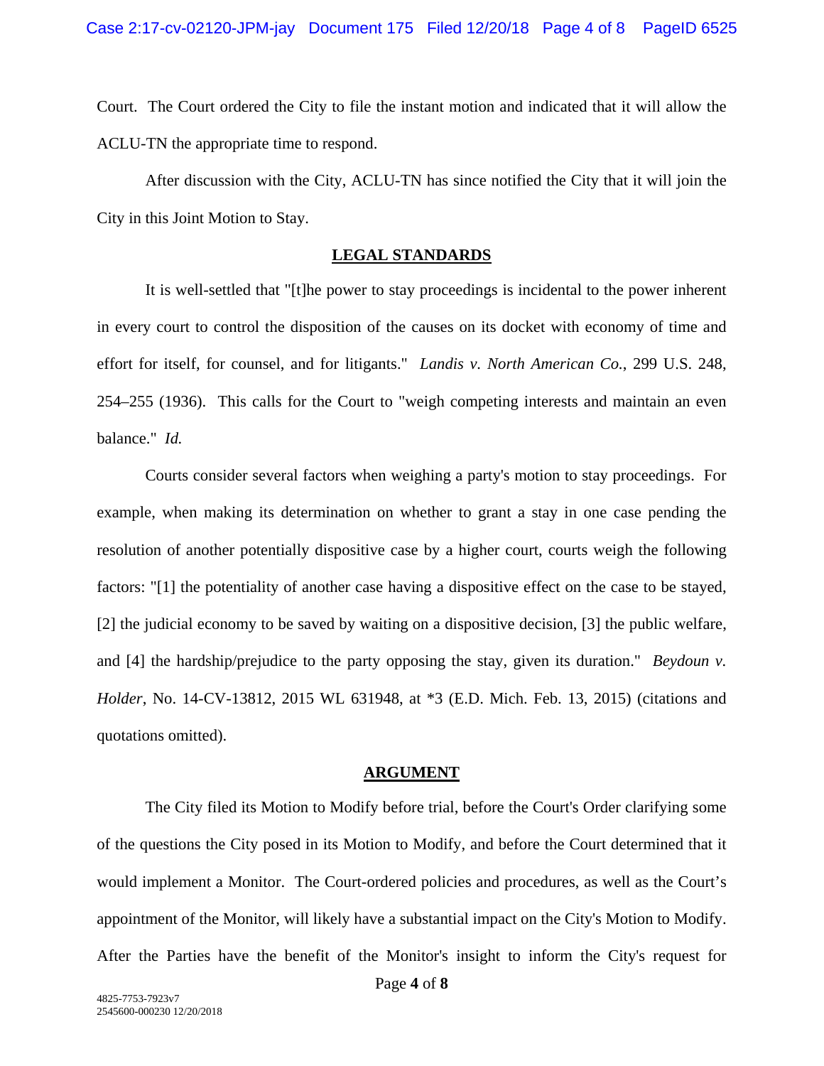Court. The Court ordered the City to file the instant motion and indicated that it will allow the ACLU-TN the appropriate time to respond.

After discussion with the City, ACLU-TN has since notified the City that it will join the City in this Joint Motion to Stay.

## **LEGAL STANDARDS**

It is well-settled that "[t]he power to stay proceedings is incidental to the power inherent in every court to control the disposition of the causes on its docket with economy of time and effort for itself, for counsel, and for litigants." *Landis v. North American Co.*, 299 U.S. 248, 254–255 (1936). This calls for the Court to "weigh competing interests and maintain an even balance." *Id.*

Courts consider several factors when weighing a party's motion to stay proceedings. For example, when making its determination on whether to grant a stay in one case pending the resolution of another potentially dispositive case by a higher court, courts weigh the following factors: "[1] the potentiality of another case having a dispositive effect on the case to be stayed, [2] the judicial economy to be saved by waiting on a dispositive decision, [3] the public welfare, and [4] the hardship/prejudice to the party opposing the stay, given its duration." *Beydoun v. Holder*, No. 14-CV-13812, 2015 WL 631948, at *3 (E.D. Mich. Feb. 13, 2015) (citations and quotations omitted).

## **ARGUMENT**

The City filed its Motion to Modify before trial, before the Court's Order clarifying some of the questions the City posed in its Motion to Modify, and before the Court determined that it would implement a Monitor. The Court-ordered policies and procedures, as well as the Court's appointment of the Monitor, will likely have a substantial impact on the City's Motion to Modify. After the Parties have the benefit of the Monitor's insight to inform the City's request for

4825-7753-7923v7
2545600-000230 12/20/2018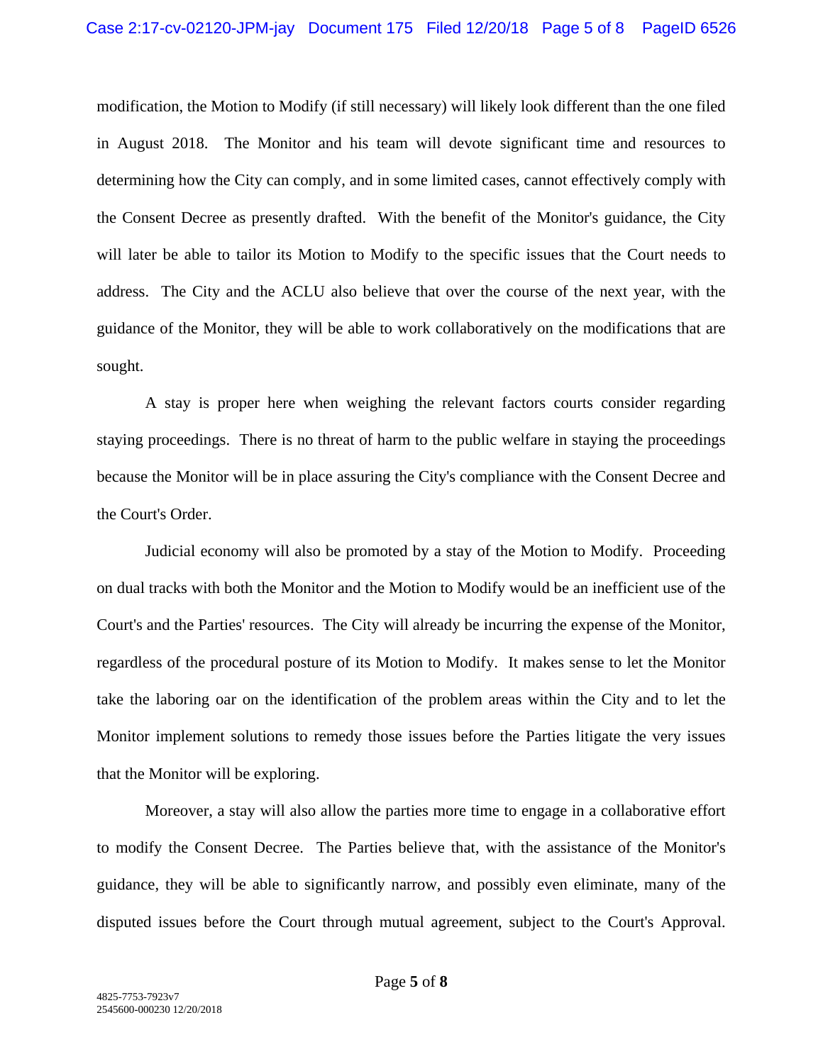modification, the Motion to Modify (if still necessary) will likely look different than the one filed in August 2018. The Monitor and his team will devote significant time and resources to determining how the City can comply, and in some limited cases, cannot effectively comply with the Consent Decree as presently drafted. With the benefit of the Monitor's guidance, the City will later be able to tailor its Motion to Modify to the specific issues that the Court needs to address. The City and the ACLU also believe that over the course of the next year, with the guidance of the Monitor, they will be able to work collaboratively on the modifications that are sought.

A stay is proper here when weighing the relevant factors courts consider regarding staying proceedings. There is no threat of harm to the public welfare in staying the proceedings because the Monitor will be in place assuring the City's compliance with the Consent Decree and the Court's Order.

Judicial economy will also be promoted by a stay of the Motion to Modify. Proceeding on dual tracks with both the Monitor and the Motion to Modify would be an inefficient use of the Court's and the Parties' resources. The City will already be incurring the expense of the Monitor, regardless of the procedural posture of its Motion to Modify. It makes sense to let the Monitor take the laboring oar on the identification of the problem areas within the City and to let the Monitor implement solutions to remedy those issues before the Parties litigate the very issues that the Monitor will be exploring.

Moreover, a stay will also allow the parties more time to engage in a collaborative effort to modify the Consent Decree. The Parties believe that, with the assistance of the Monitor's guidance, they will be able to significantly narrow, and possibly even eliminate, many of the disputed issues before the Court through mutual agreement, subject to the Court's Approval.

4825-7753-7923v7
2545600-000230 12/20/2018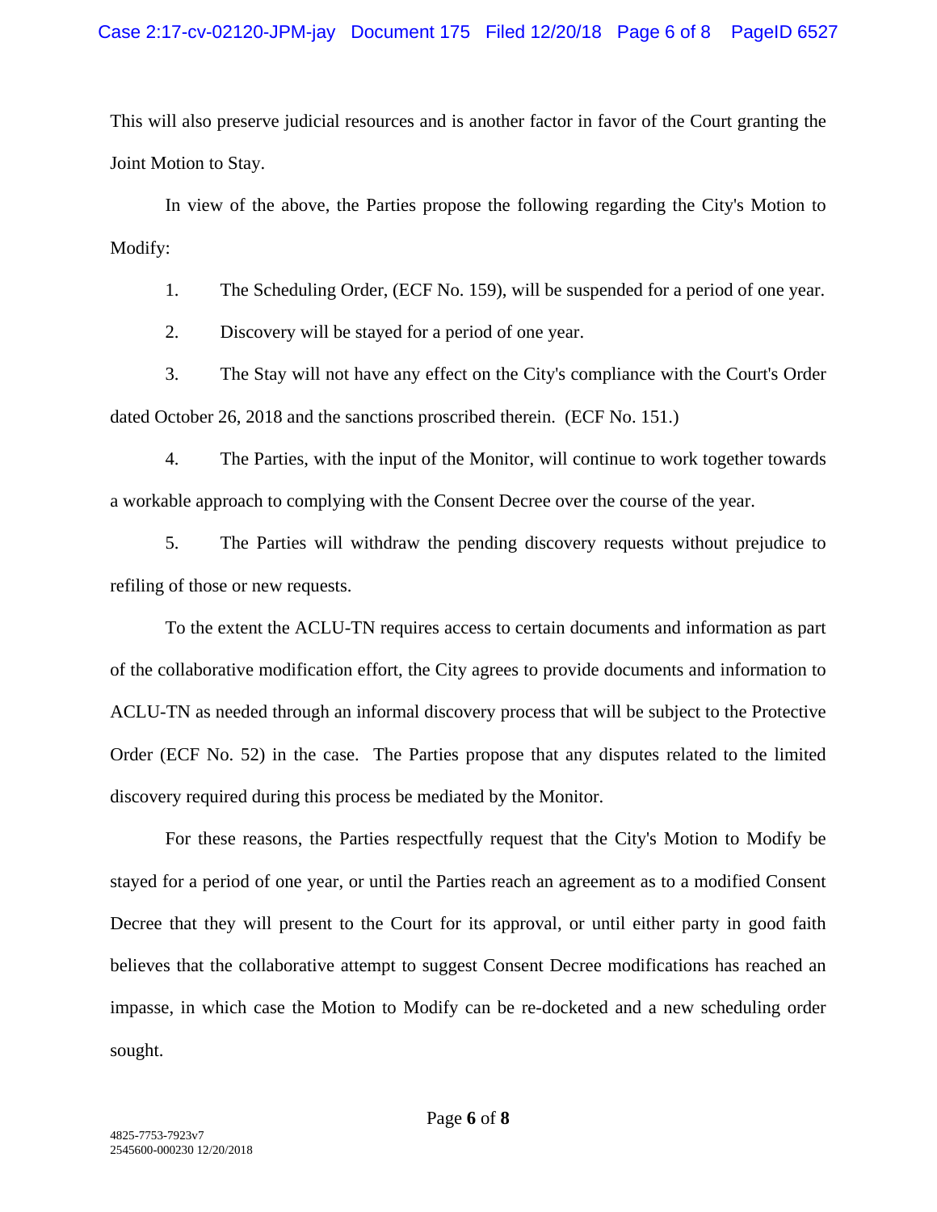This will also preserve judicial resources and is another factor in favor of the Court granting the Joint Motion to Stay.

In view of the above, the Parties propose the following regarding the City's Motion to Modify:

1. The Scheduling Order, (ECF No. 159), will be suspended for a period of one year.

2. Discovery will be stayed for a period of one year.

3. The Stay will not have any effect on the City's compliance with the Court's Order dated October 26, 2018 and the sanctions proscribed therein. (ECF No. 151.)

4. The Parties, with the input of the Monitor, will continue to work together towards a workable approach to complying with the Consent Decree over the course of the year.

5. The Parties will withdraw the pending discovery requests without prejudice to refiling of those or new requests.

To the extent the ACLU-TN requires access to certain documents and information as part of the collaborative modification effort, the City agrees to provide documents and information to ACLU-TN as needed through an informal discovery process that will be subject to the Protective Order (ECF No. 52) in the case. The Parties propose that any disputes related to the limited discovery required during this process be mediated by the Monitor.

For these reasons, the Parties respectfully request that the City's Motion to Modify be stayed for a period of one year, or until the Parties reach an agreement as to a modified Consent Decree that they will present to the Court for its approval, or until either party in good faith believes that the collaborative attempt to suggest Consent Decree modifications has reached an impasse, in which case the Motion to Modify can be re-docketed and a new scheduling order sought.

4825-7753-7923v7
2545600-000230 12/20/2018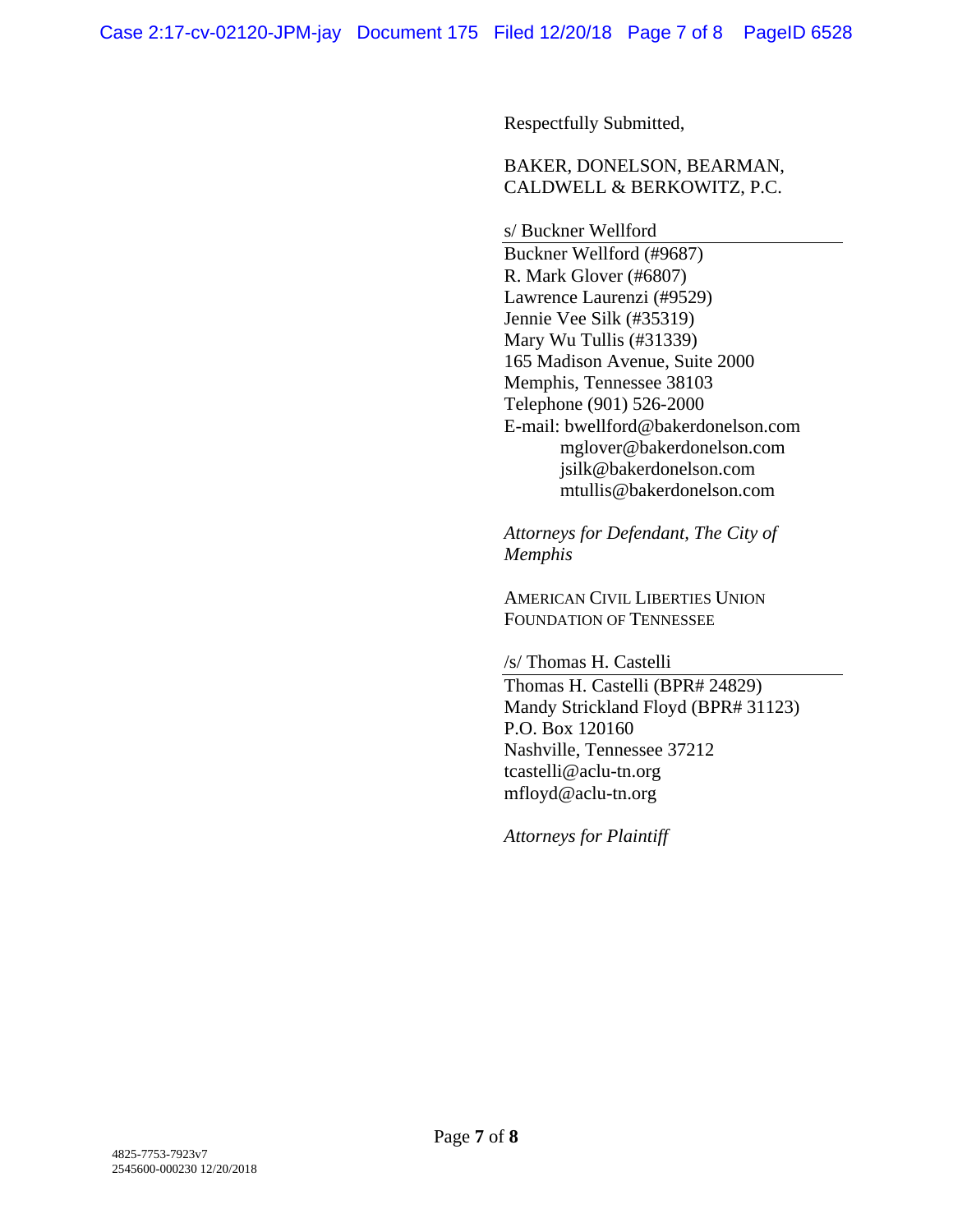Respectfully Submitted,

BAKER, DONELSON, BEARMAN,
CALDWELL & BERKOWITZ, P.C.

s/ Buckner Wellford

Buckner Wellford (#9687)
R. Mark Glover (#6807)
Lawrence Laurenzi (#9529)
Jennie Vee Silk (#35319)
Mary Wu Tullis (#31339)
165 Madison Avenue, Suite 2000
Memphis, Tennessee 38103
Telephone (901) 526-2000
E-mail: bwellford@bakerdonelson.com
mglover@bakerdonelson.com
jsilk@bakerdonelson.com
mtullis@bakerdonelson.com

*Attorneys for Defendant, The City of Memphis*

AMERICAN CIVIL LIBERTIES UNION
FOUNDATION OF TENNESSEE

/s/ Thomas H. Castelli

Thomas H. Castelli (BPR# 24829)
Mandy Strickland Floyd (BPR# 31123)
P.O. Box 120160
Nashville, Tennessee 37212
tcastelli@aclu-tn.org
mfloyd@aclu-tn.org

*Attorneys for Plaintiff*

4825-7753-7923v7
2545600-000230 12/20/2018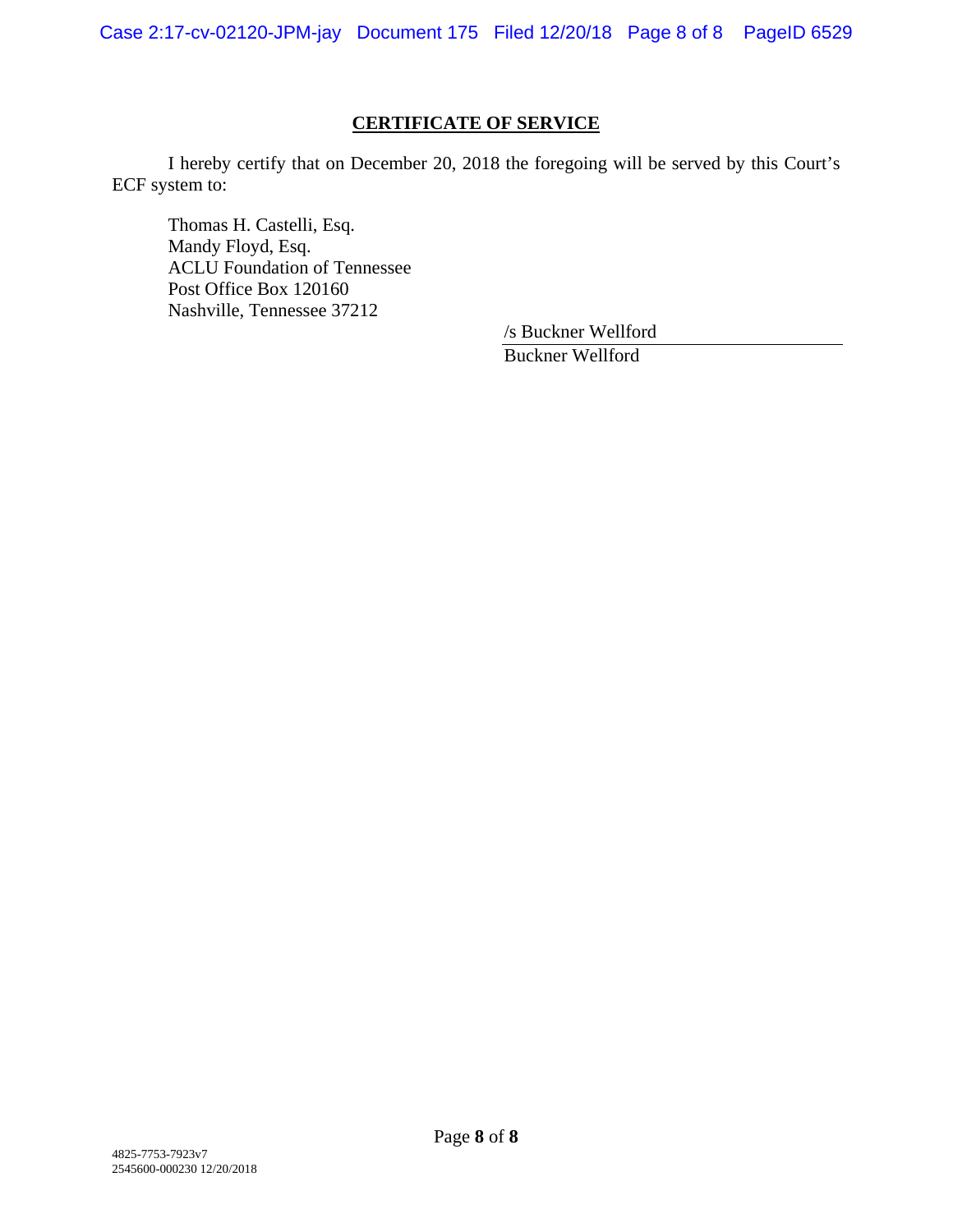## CERTIFICATE OF SERVICE

I hereby certify that on December 20, 2018 the foregoing will be served by this Court's ECF system to:

Thomas H. Castelli, Esq.
Mandy Floyd, Esq.
ACLU Foundation of Tennessee
Post Office Box 120160
Nashville, Tennessee 37212

/s Buckner Wellford
Buckner Wellford

4825-7753-7923v7
2545600-000230 12/20/2018